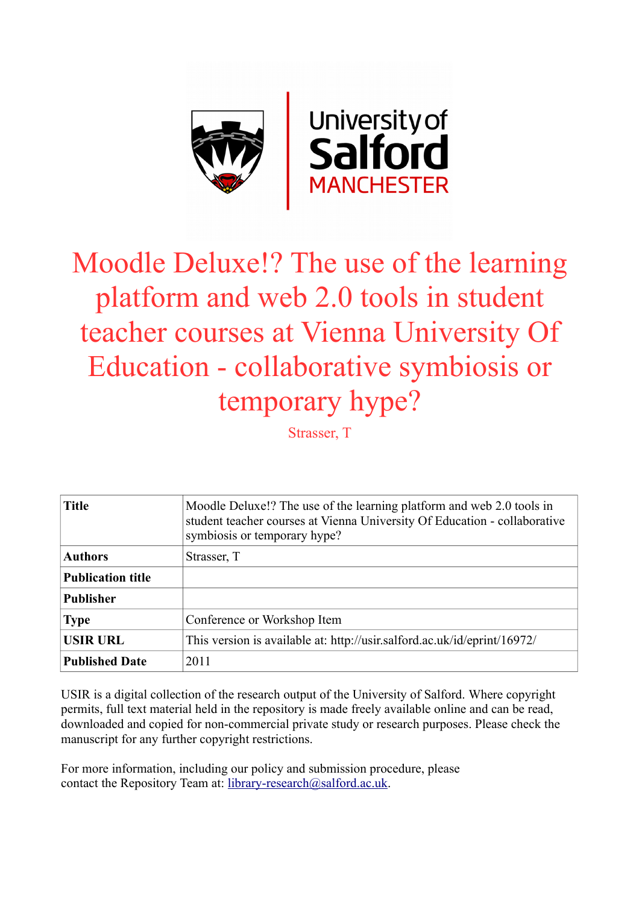# Moodle Deluxe!? The use of the learning platform and web 2.0 tools in student teacher courses at Vienna University Of Education - collaborative symbiosis or temporary hype?

Strasser, T

| Title | Moodle Deluxe!? The use of the learning platform and web 2.0 tools in student teacher courses at Vienna University Of Education - collaborative symbiosis or temporary hype? |
|---|---|
| Authors | Strasser, T |
| Publication title | |
| Publisher | |
| Type | Conference or Workshop Item |
| USIR URL | This version is available at: http://usir.salford.ac.uk/id/eprint/16972/ |
| Published Date | 2011 |

USIR is a digital collection of the research output of the University of Salford. Where copyright permits, full text material held in the repository is made freely available online and can be read, downloaded and copied for non-commercial private study or research purposes. Please check the manuscript for any further copyright restrictions.

For more information, including our policy and submission procedure, please contact the Repository Team at: library-research@salford.ac.uk.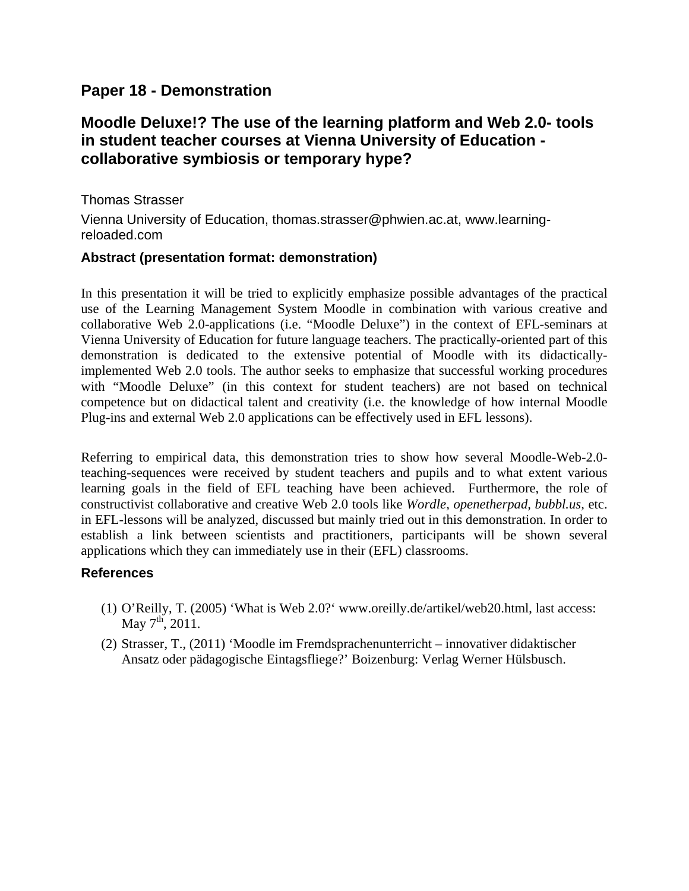## Paper 18 - Demonstration

# Moodle Deluxe!? The use of the learning platform and Web 2.0- tools in student teacher courses at Vienna University of Education - collaborative symbiosis or temporary hype?

Thomas Strasser

Vienna University of Education, thomas.strasser@phwien.ac.at, www.learning-reloaded.com

### Abstract (presentation format: demonstration)

In this presentation it will be tried to explicitly emphasize possible advantages of the practical use of the Learning Management System Moodle in combination with various creative and collaborative Web 2.0-applications (i.e. "Moodle Deluxe") in the context of EFL-seminars at Vienna University of Education for future language teachers. The practically-oriented part of this demonstration is dedicated to the extensive potential of Moodle with its didactically-implemented Web 2.0 tools. The author seeks to emphasize that successful working procedures with "Moodle Deluxe" (in this context for student teachers) are not based on technical competence but on didactical talent and creativity (i.e. the knowledge of how internal Moodle Plug-ins and external Web 2.0 applications can be effectively used in EFL lessons).

Referring to empirical data, this demonstration tries to show how several Moodle-Web-2.0-teaching-sequences were received by student teachers and pupils and to what extent various learning goals in the field of EFL teaching have been achieved. Furthermore, the role of constructivist collaborative and creative Web 2.0 tools like *Wordle*, *openetherpad, bubbl.us*, etc. in EFL-lessons will be analyzed, discussed but mainly tried out in this demonstration. In order to establish a link between scientists and practitioners, participants will be shown several applications which they can immediately use in their (EFL) classrooms.

### References

(1) O'Reilly, T. (2005) 'What is Web 2.0?' www.oreilly.de/artikel/web20.html, last access: May 7th, 2011.

(2) Strasser, T., (2011) 'Moodle im Fremdsprachenunterricht – innovativer didaktischer Ansatz oder pädagogische Eintagsfliege?' Boizenburg: Verlag Werner Hülsbusch.